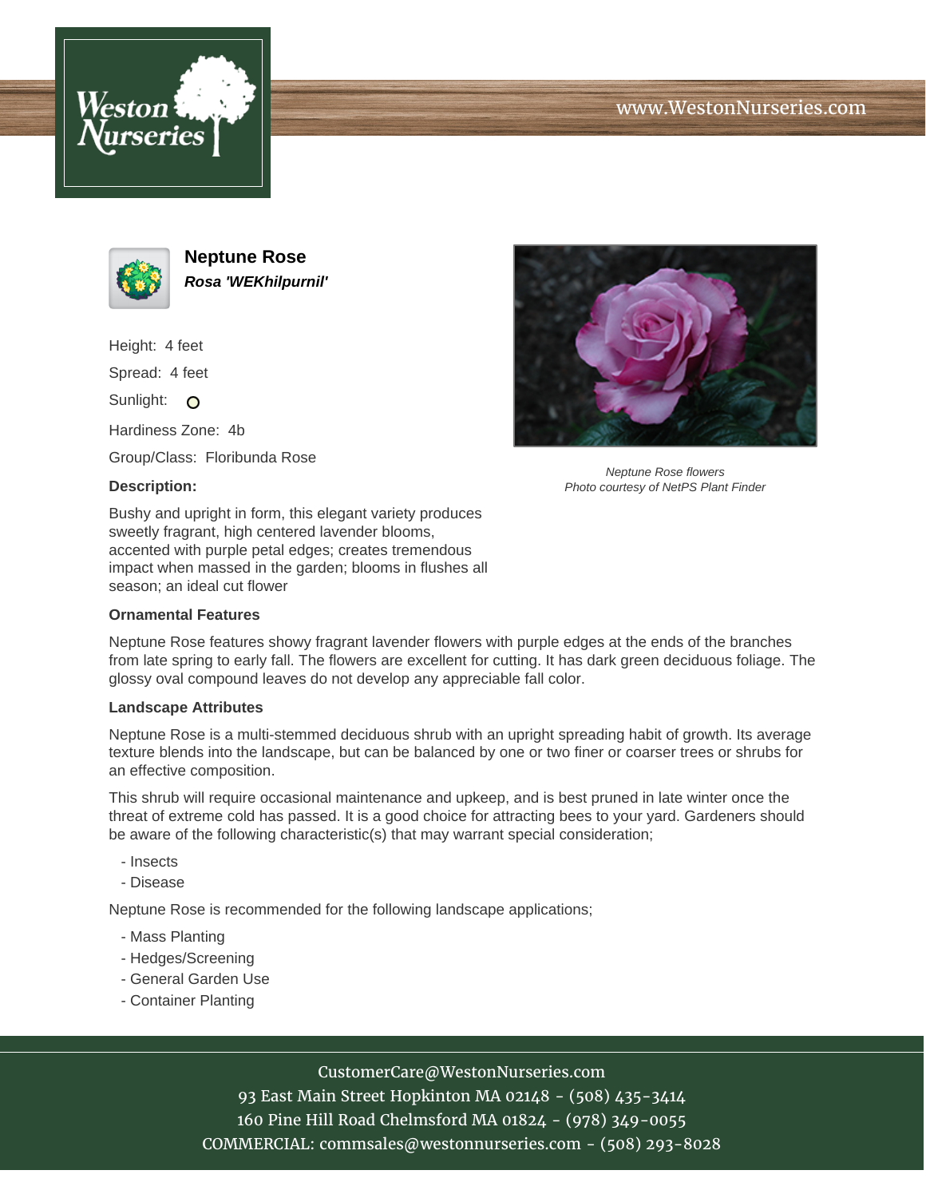# Neptune Rose

***Rosa 'WEKhilpurnil'***

Height: 4 feet

Spread: 4 feet

Sunlight: ○

Hardiness Zone: 4b

Group/Class: Floribunda Rose

*Neptune Rose flowers*
*Photo courtesy of NetPS Plant Finder*

**Description:**

Bushy and upright in form, this elegant variety produces sweetly fragrant, high centered lavender blooms, accented with purple petal edges; creates tremendous impact when massed in the garden; blooms in flushes all season; an ideal cut flower

**Ornamental Features**

Neptune Rose features showy fragrant lavender flowers with purple edges at the ends of the branches from late spring to early fall. The flowers are excellent for cutting. It has dark green deciduous foliage. The glossy oval compound leaves do not develop any appreciable fall color.

**Landscape Attributes**

Neptune Rose is a multi-stemmed deciduous shrub with an upright spreading habit of growth. Its average texture blends into the landscape, but can be balanced by one or two finer or coarser trees or shrubs for an effective composition.

This shrub will require occasional maintenance and upkeep, and is best pruned in late winter once the threat of extreme cold has passed. It is a good choice for attracting bees to your yard. Gardeners should be aware of the following characteristic(s) that may warrant special consideration;

- Insects
- Disease

Neptune Rose is recommended for the following landscape applications;

- Mass Planting
- Hedges/Screening
- General Garden Use
- Container Planting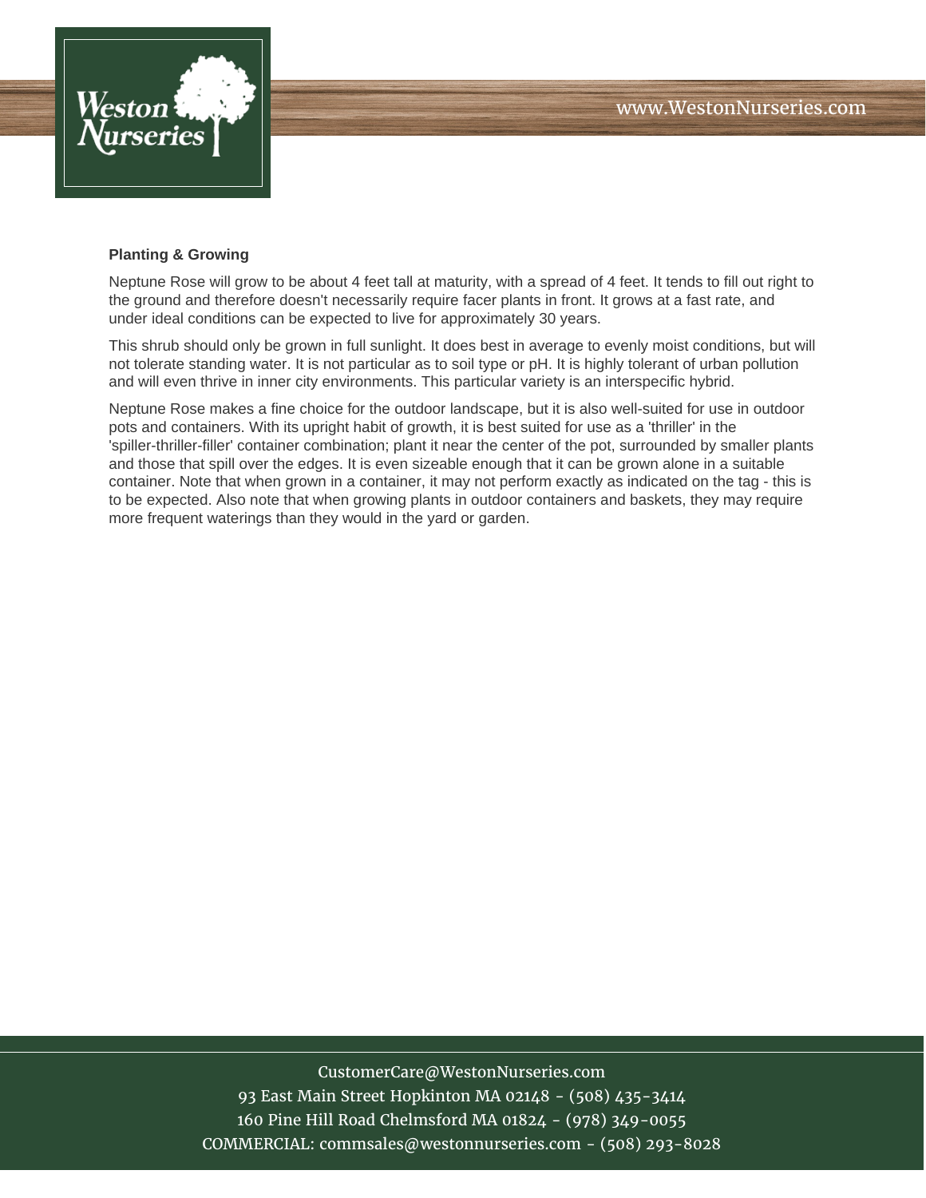**Planting & Growing**

Neptune Rose will grow to be about 4 feet tall at maturity, with a spread of 4 feet. It tends to fill out right to the ground and therefore doesn't necessarily require facer plants in front. It grows at a fast rate, and under ideal conditions can be expected to live for approximately 30 years.

This shrub should only be grown in full sunlight. It does best in average to evenly moist conditions, but will not tolerate standing water. It is not particular as to soil type or pH. It is highly tolerant of urban pollution and will even thrive in inner city environments. This particular variety is an interspecific hybrid.

Neptune Rose makes a fine choice for the outdoor landscape, but it is also well-suited for use in outdoor pots and containers. With its upright habit of growth, it is best suited for use as a 'thriller' in the 'spiller-thriller-filler' container combination; plant it near the center of the pot, surrounded by smaller plants and those that spill over the edges. It is even sizeable enough that it can be grown alone in a suitable container. Note that when grown in a container, it may not perform exactly as indicated on the tag - this is to be expected. Also note that when growing plants in outdoor containers and baskets, they may require more frequent waterings than they would in the yard or garden.